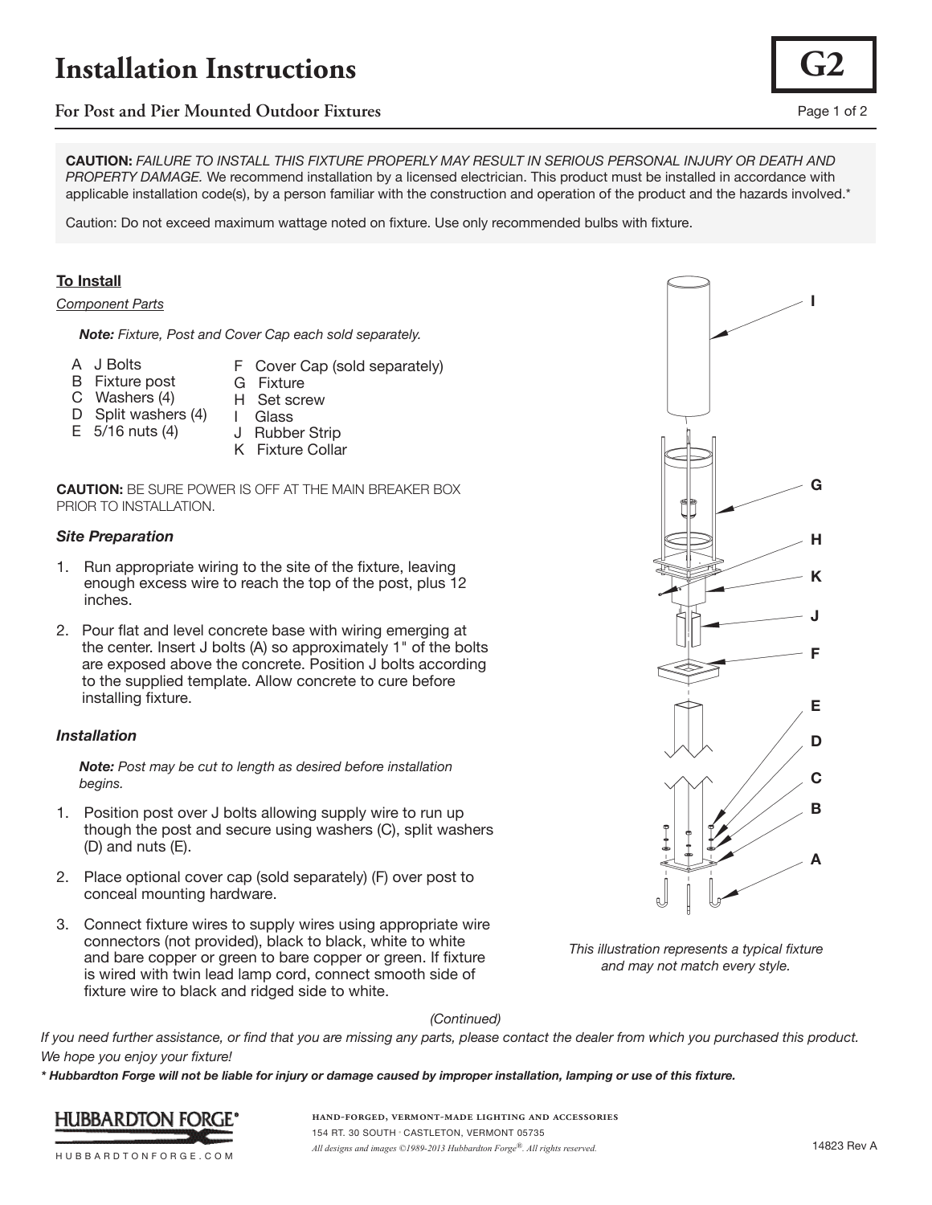# Installation Instructions

## For Post and Pier Mounted Outdoor Fixtures

G2

**CAUTION:** *FAILURE TO INSTALL THIS FIXTURE PROPERLY MAY RESULT IN SERIOUS PERSONAL INJURY OR DEATH AND PROPERTY DAMAGE.* We recommend installation by a licensed electrician. This product must be installed in accordance with applicable installation code(s), by a person familiar with the construction and operation of the product and the hazards involved.*

Caution: Do not exceed maximum wattage noted on fixture. Use only recommended bulbs with fixture.

### To Install

*Component Parts*

***Note:*** *Fixture, Post and Cover Cap each sold separately.*

- A J Bolts
- B Fixture post
- C Washers (4)
- D Split washers (4)
- E 5/16 nuts (4)
- F Cover Cap (sold separately)
- G Fixture
- H Set screw
- I Glass
- J Rubber Strip
- K Fixture Collar

**CAUTION:** BE SURE POWER IS OFF AT THE MAIN BREAKER BOX PRIOR TO INSTALLATION.

### *Site Preparation*

1. Run appropriate wiring to the site of the fixture, leaving enough excess wire to reach the top of the post, plus 12 inches.
2. Pour flat and level concrete base with wiring emerging at the center. Insert J bolts (A) so approximately 1" of the bolts are exposed above the concrete. Position J bolts according to the supplied template. Allow concrete to cure before installing fixture.

### *Installation*

***Note:*** *Post may be cut to length as desired before installation begins.*

1. Position post over J bolts allowing supply wire to run up though the post and secure using washers (C), split washers (D) and nuts (E).
2. Place optional cover cap (sold separately) (F) over post to conceal mounting hardware.
3. Connect fixture wires to supply wires using appropriate wire connectors (not provided), black to black, white to white and bare copper or green to bare copper or green. If fixture is wired with twin lead lamp cord, connect smooth side of fixture wire to black and ridged side to white.

I G H K J F E D C B A

*This illustration represents a typical fixture and may not match every style.*

*(Continued)*

*If you need further assistance, or find that you are missing any parts, please contact the dealer from which you purchased this product. We hope you enjoy your fixture!*

***\* Hubbardton Forge will not be liable for injury or damage caused by improper installation, lamping or use of this fixture.***

HUBBARDTON FORGE®
HUBBARDTONFORGE.COM

HAND-FORGED, VERMONT-MADE LIGHTING AND ACCESSORIES
154 RT. 30 SOUTH · CASTLETON, VERMONT 05735
*All designs and images ©1989-2013 Hubbardton Forge®. All rights reserved.*

14823 Rev A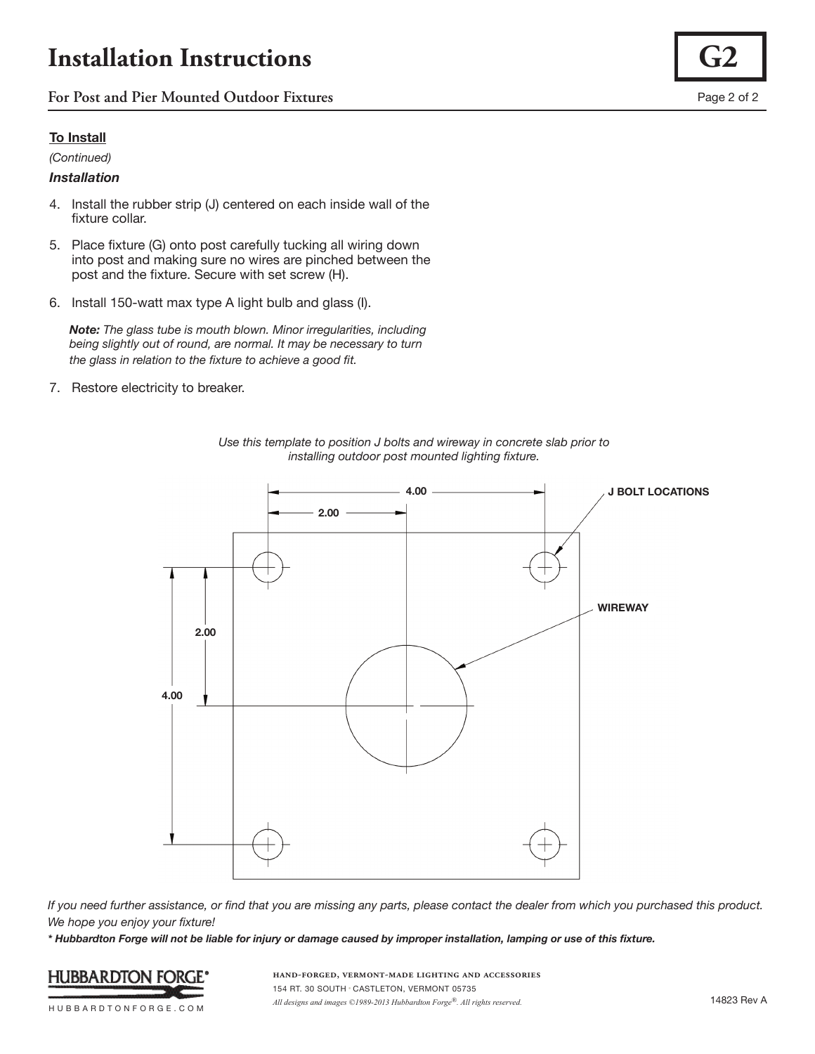# Installation Instructions

## For Post and Pier Mounted Outdoor Fixtures

**G2**

**To Install**

*(Continued)*

***Installation***

4. Install the rubber strip (J) centered on each inside wall of the fixture collar.
5. Place fixture (G) onto post carefully tucking all wiring down into post and making sure no wires are pinched between the post and the fixture. Secure with set screw (H).
6. Install 150-watt max type A light bulb and glass (I).

   ***Note:*** *The glass tube is mouth blown. Minor irregularities, including being slightly out of round, are normal. It may be necessary to turn the glass in relation to the fixture to achieve a good fit.*

7. Restore electricity to breaker.

*Use this template to position J bolts and wireway in concrete slab prior to installing outdoor post mounted lighting fixture.*

4.00
2.00
J BOLT LOCATIONS
WIREWAY
2.00
4.00

*If you need further assistance, or find that you are missing any parts, please contact the dealer from which you purchased this product. We hope you enjoy your fixture!*

***\* Hubbardton Forge will not be liable for injury or damage caused by improper installation, lamping or use of this fixture.***

HUBBARDTON FORGE®
HUBBARDTONFORGE.COM

HAND-FORGED, VERMONT-MADE LIGHTING AND ACCESSORIES
154 RT. 30 SOUTH · CASTLETON, VERMONT 05735
*All designs and images ©1989-2013 Hubbardton Forge®. All rights reserved.*

14823 Rev A